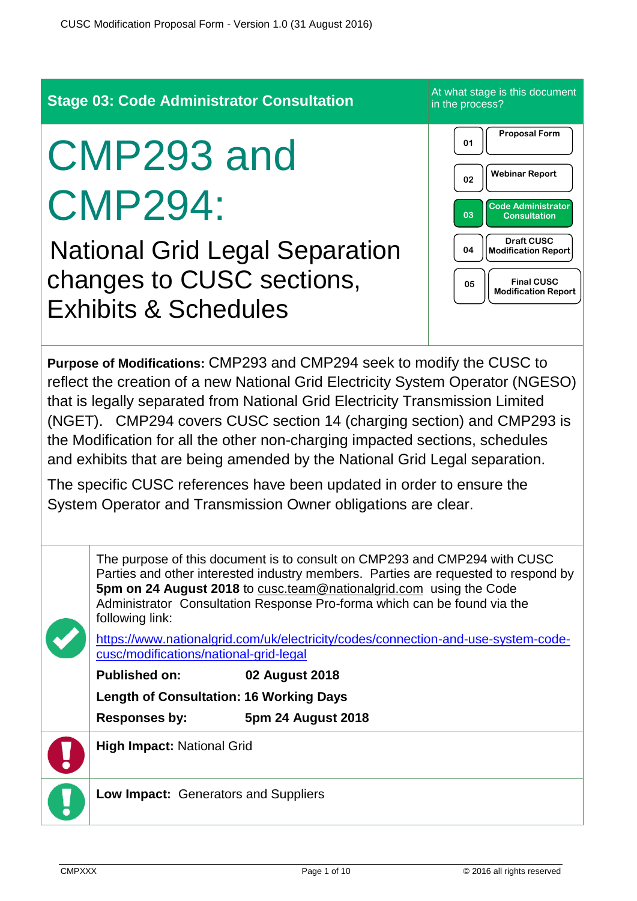**Stage 03: Code Administrator Consultation**

At what stage is this document in the process?

01 Proposal Form

02 Webinar Report

03 Code Administrator Consultation

04 Draft CUSC Modification Report

05 Final CUSC Modification Report

# CMP293 and CMP294:

## National Grid Legal Separation changes to CUSC sections, Exhibits & Schedules

**Purpose of Modifications:** CMP293 and CMP294 seek to modify the CUSC to reflect the creation of a new National Grid Electricity System Operator (NGESO) that is legally separated from National Grid Electricity Transmission Limited (NGET). CMP294 covers CUSC section 14 (charging section) and CMP293 is the Modification for all the other non-charging impacted sections, schedules and exhibits that are being amended by the National Grid Legal separation.

The specific CUSC references have been updated in order to ensure the System Operator and Transmission Owner obligations are clear.

The purpose of this document is to consult on CMP293 and CMP294 with CUSC Parties and other interested industry members. Parties are requested to respond by **5pm on 24 August 2018** to cusc.team@nationalgrid.com using the Code Administrator Consultation Response Pro-forma which can be found via the following link:

https://www.nationalgrid.com/uk/electricity/codes/connection-and-use-system-code-cusc/modifications/national-grid-legal

**Published on:** **02 August 2018**

**Length of Consultation: 16 Working Days**

**Responses by:** **5pm 24 August 2018**

**High Impact:** National Grid

**Low Impact:** Generators and Suppliers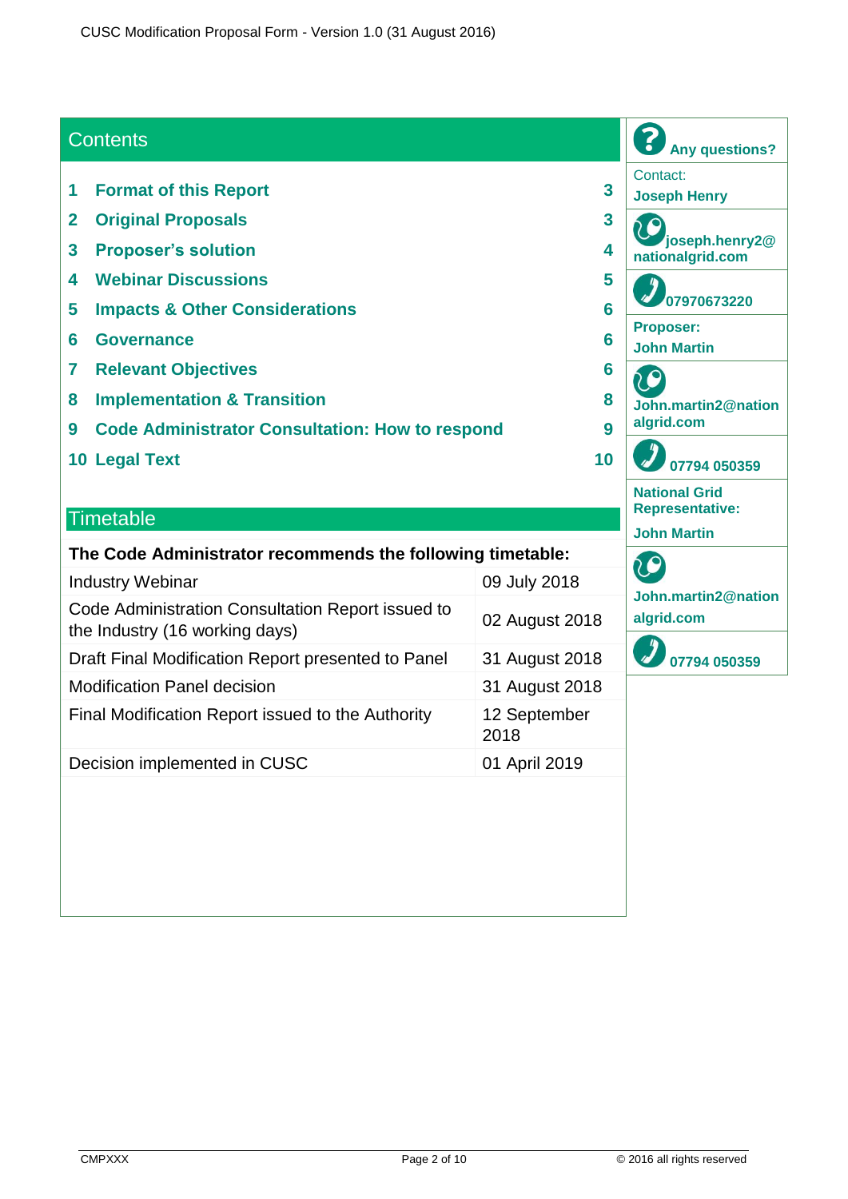## Contents

| | | |
|---|---|---|
| 1 | **Format of this Report** | 3 |
| 2 | **Original Proposals** | 3 |
| 3 | **Proposer's solution** | 4 |
| 4 | **Webinar Discussions** | 5 |
| 5 | **Impacts & Other Considerations** | 6 |
| 6 | **Governance** | 6 |
| 7 | **Relevant Objectives** | 6 |
| 8 | **Implementation & Transition** | 8 |
| 9 | **Code Administrator Consultation: How to respond** | 9 |
| 10 | **Legal Text** | 10 |

## Timetable

| **The Code Administrator recommends the following timetable:** | |
|---|---|
| Industry Webinar | 09 July 2018 |
| Code Administration Consultation Report issued to the Industry (16 working days) | 02 August 2018 |
| Draft Final Modification Report presented to Panel | 31 August 2018 |
| Modification Panel decision | 31 August 2018 |
| Final Modification Report issued to the Authority | 12 September 2018 |
| Decision implemented in CUSC | 01 April 2019 |

**Any questions?**

Contact:
**Joseph Henry**

**joseph.henry2@nationalgrid.com**

**07970673220**

**Proposer:**
**John Martin**

**John.martin2@nationalgrid.com**

**07794 050359**

**National Grid Representative:**

**John Martin**

**John.martin2@nationalgrid.com**

**07794 050359**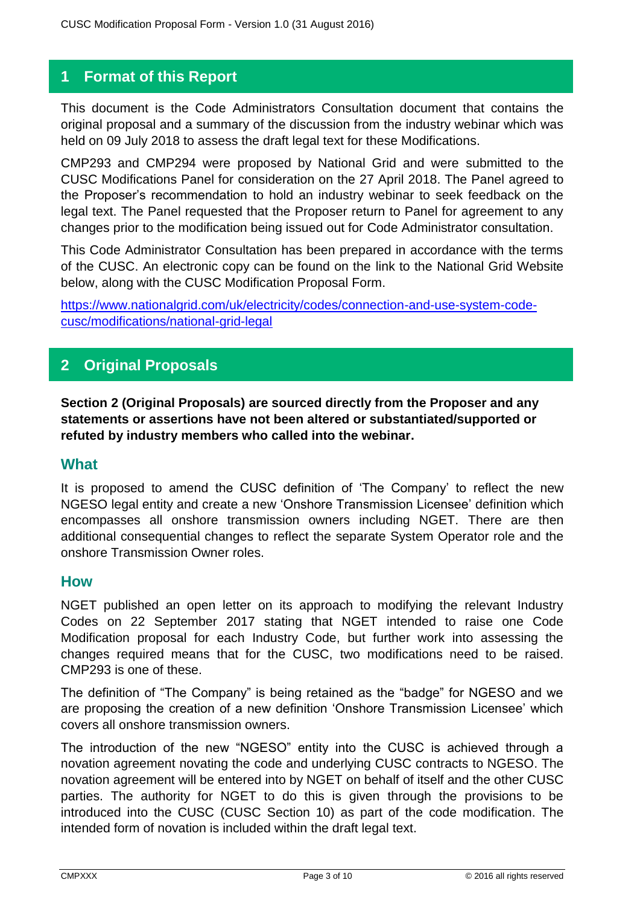## 1 Format of this Report

This document is the Code Administrators Consultation document that contains the original proposal and a summary of the discussion from the industry webinar which was held on 09 July 2018 to assess the draft legal text for these Modifications.

CMP293 and CMP294 were proposed by National Grid and were submitted to the CUSC Modifications Panel for consideration on the 27 April 2018. The Panel agreed to the Proposer's recommendation to hold an industry webinar to seek feedback on the legal text. The Panel requested that the Proposer return to Panel for agreement to any changes prior to the modification being issued out for Code Administrator consultation.

This Code Administrator Consultation has been prepared in accordance with the terms of the CUSC. An electronic copy can be found on the link to the National Grid Website below, along with the CUSC Modification Proposal Form.

https://www.nationalgrid.com/uk/electricity/codes/connection-and-use-system-code-cusc/modifications/national-grid-legal

## 2 Original Proposals

**Section 2 (Original Proposals) are sourced directly from the Proposer and any statements or assertions have not been altered or substantiated/supported or refuted by industry members who called into the webinar.**

### What

It is proposed to amend the CUSC definition of 'The Company' to reflect the new NGESO legal entity and create a new 'Onshore Transmission Licensee' definition which encompasses all onshore transmission owners including NGET. There are then additional consequential changes to reflect the separate System Operator role and the onshore Transmission Owner roles.

### How

NGET published an open letter on its approach to modifying the relevant Industry Codes on 22 September 2017 stating that NGET intended to raise one Code Modification proposal for each Industry Code, but further work into assessing the changes required means that for the CUSC, two modifications need to be raised. CMP293 is one of these.

The definition of "The Company" is being retained as the "badge" for NGESO and we are proposing the creation of a new definition 'Onshore Transmission Licensee' which covers all onshore transmission owners.

The introduction of the new "NGESO" entity into the CUSC is achieved through a novation agreement novating the code and underlying CUSC contracts to NGESO. The novation agreement will be entered into by NGET on behalf of itself and the other CUSC parties. The authority for NGET to do this is given through the provisions to be introduced into the CUSC (CUSC Section 10) as part of the code modification. The intended form of novation is included within the draft legal text.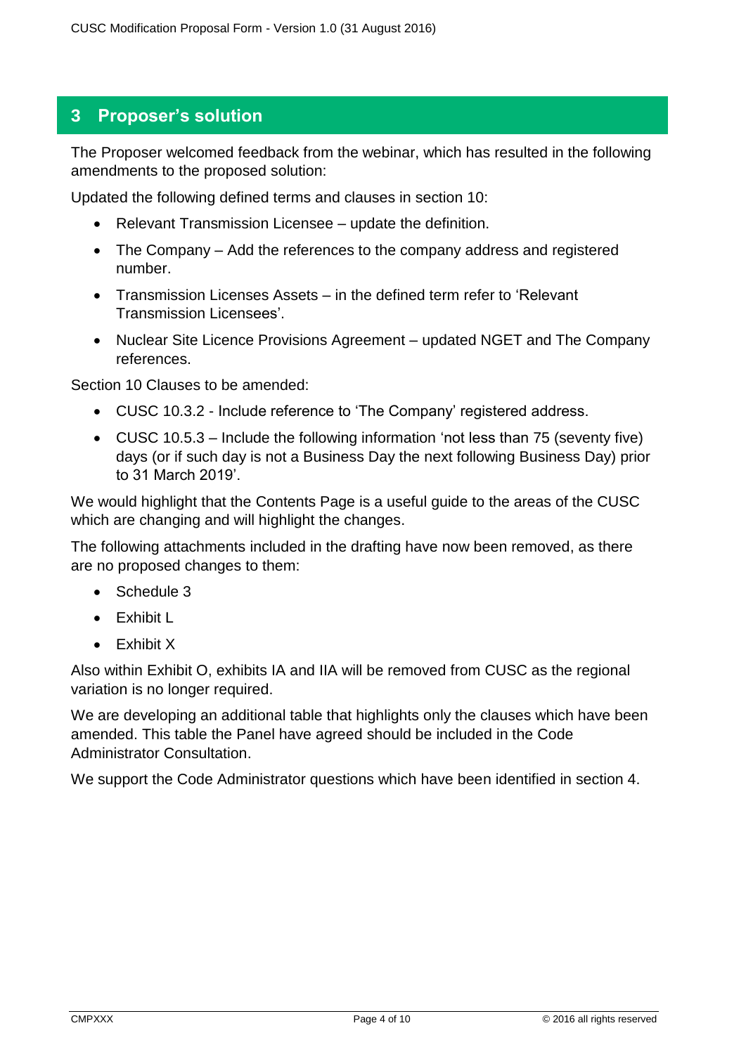## 3 Proposer's solution

The Proposer welcomed feedback from the webinar, which has resulted in the following amendments to the proposed solution:

Updated the following defined terms and clauses in section 10:

- Relevant Transmission Licensee – update the definition.
- The Company – Add the references to the company address and registered number.
- Transmission Licenses Assets – in the defined term refer to 'Relevant Transmission Licensees'.
- Nuclear Site Licence Provisions Agreement – updated NGET and The Company references.

Section 10 Clauses to be amended:

- CUSC 10.3.2 - Include reference to 'The Company' registered address.
- CUSC 10.5.3 – Include the following information 'not less than 75 (seventy five) days (or if such day is not a Business Day the next following Business Day) prior to 31 March 2019'.

We would highlight that the Contents Page is a useful guide to the areas of the CUSC which are changing and will highlight the changes.

The following attachments included in the drafting have now been removed, as there are no proposed changes to them:

- Schedule 3
- Exhibit L
- Exhibit X

Also within Exhibit O, exhibits IA and IIA will be removed from CUSC as the regional variation is no longer required.

We are developing an additional table that highlights only the clauses which have been amended. This table the Panel have agreed should be included in the Code Administrator Consultation.

We support the Code Administrator questions which have been identified in section 4.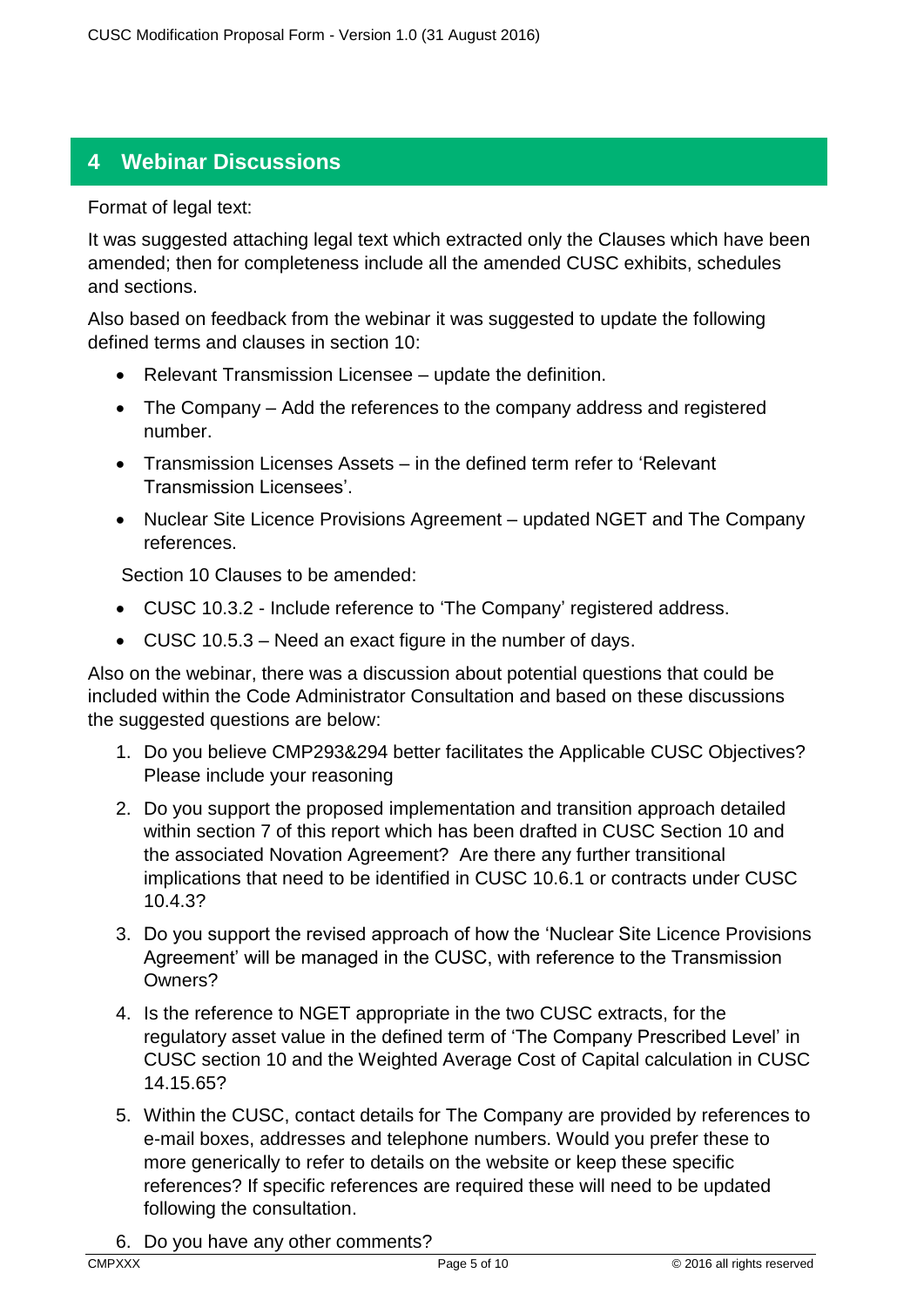# 4 Webinar Discussions

Format of legal text:

It was suggested attaching legal text which extracted only the Clauses which have been amended; then for completeness include all the amended CUSC exhibits, schedules and sections.

Also based on feedback from the webinar it was suggested to update the following defined terms and clauses in section 10:

- Relevant Transmission Licensee – update the definition.
- The Company – Add the references to the company address and registered number.
- Transmission Licenses Assets – in the defined term refer to 'Relevant Transmission Licensees'.
- Nuclear Site Licence Provisions Agreement – updated NGET and The Company references.

Section 10 Clauses to be amended:

- CUSC 10.3.2 - Include reference to 'The Company' registered address.
- CUSC 10.5.3 – Need an exact figure in the number of days.

Also on the webinar, there was a discussion about potential questions that could be included within the Code Administrator Consultation and based on these discussions the suggested questions are below:

1. Do you believe CMP293&294 better facilitates the Applicable CUSC Objectives? Please include your reasoning
2. Do you support the proposed implementation and transition approach detailed within section 7 of this report which has been drafted in CUSC Section 10 and the associated Novation Agreement? Are there any further transitional implications that need to be identified in CUSC 10.6.1 or contracts under CUSC 10.4.3?
3. Do you support the revised approach of how the 'Nuclear Site Licence Provisions Agreement' will be managed in the CUSC, with reference to the Transmission Owners?
4. Is the reference to NGET appropriate in the two CUSC extracts, for the regulatory asset value in the defined term of 'The Company Prescribed Level' in CUSC section 10 and the Weighted Average Cost of Capital calculation in CUSC 14.15.65?
5. Within the CUSC, contact details for The Company are provided by references to e-mail boxes, addresses and telephone numbers. Would you prefer these to more generically to refer to details on the website or keep these specific references? If specific references are required these will need to be updated following the consultation.
6. Do you have any other comments?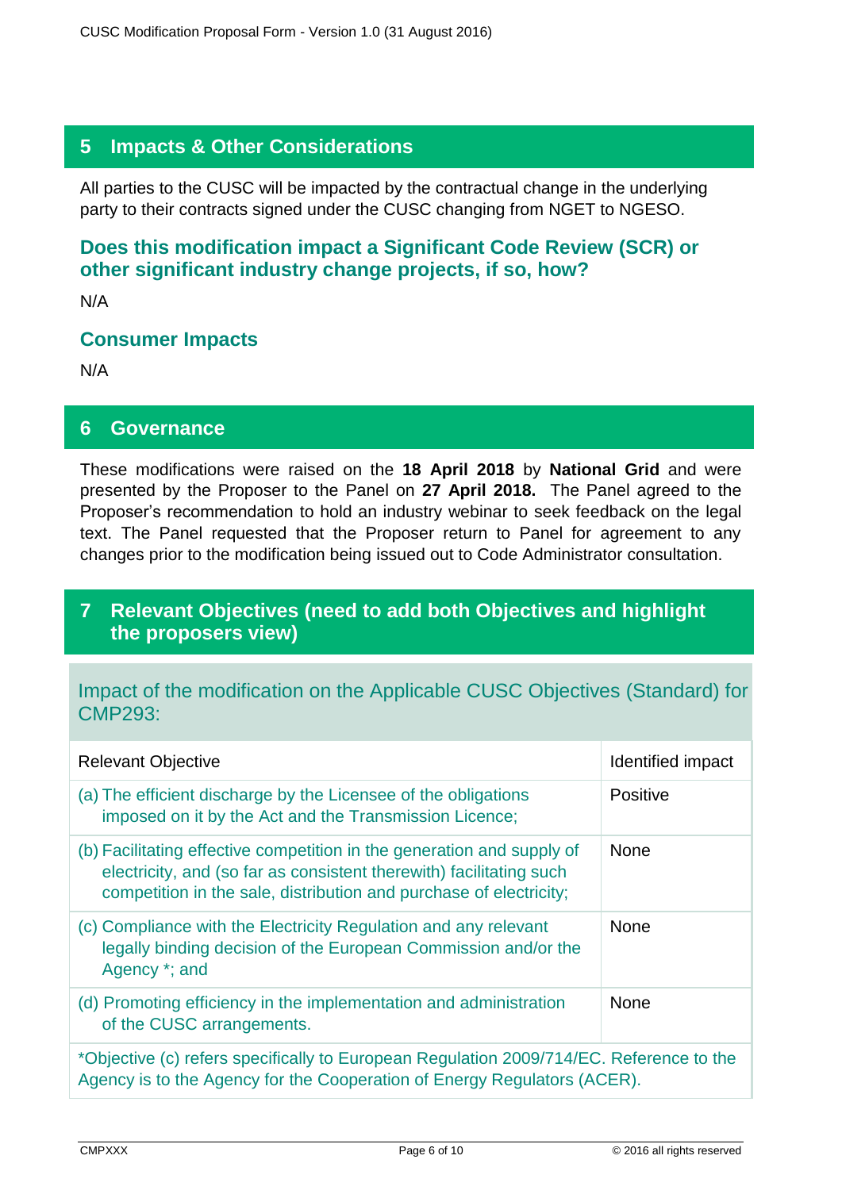## 5 Impacts & Other Considerations

All parties to the CUSC will be impacted by the contractual change in the underlying party to their contracts signed under the CUSC changing from NGET to NGESO.

### Does this modification impact a Significant Code Review (SCR) or other significant industry change projects, if so, how?

N/A

### Consumer Impacts

N/A

## 6 Governance

These modifications were raised on the **18 April 2018** by **National Grid** and were presented by the Proposer to the Panel on **27 April 2018.** The Panel agreed to the Proposer's recommendation to hold an industry webinar to seek feedback on the legal text. The Panel requested that the Proposer return to Panel for agreement to any changes prior to the modification being issued out to Code Administrator consultation.

## 7 Relevant Objectives (need to add both Objectives and highlight the proposers view)

### Impact of the modification on the Applicable CUSC Objectives (Standard) for CMP293:

| Relevant Objective | Identified impact |
|---|---|
| (a) The efficient discharge by the Licensee of the obligations imposed on it by the Act and the Transmission Licence; | Positive |
| (b) Facilitating effective competition in the generation and supply of electricity, and (so far as consistent therewith) facilitating such competition in the sale, distribution and purchase of electricity; | None |
| (c) Compliance with the Electricity Regulation and any relevant legally binding decision of the European Commission and/or the Agency *; and | None |
| (d) Promoting efficiency in the implementation and administration of the CUSC arrangements. | None |

*Objective (c) refers specifically to European Regulation 2009/714/EC. Reference to the Agency is to the Agency for the Cooperation of Energy Regulators (ACER).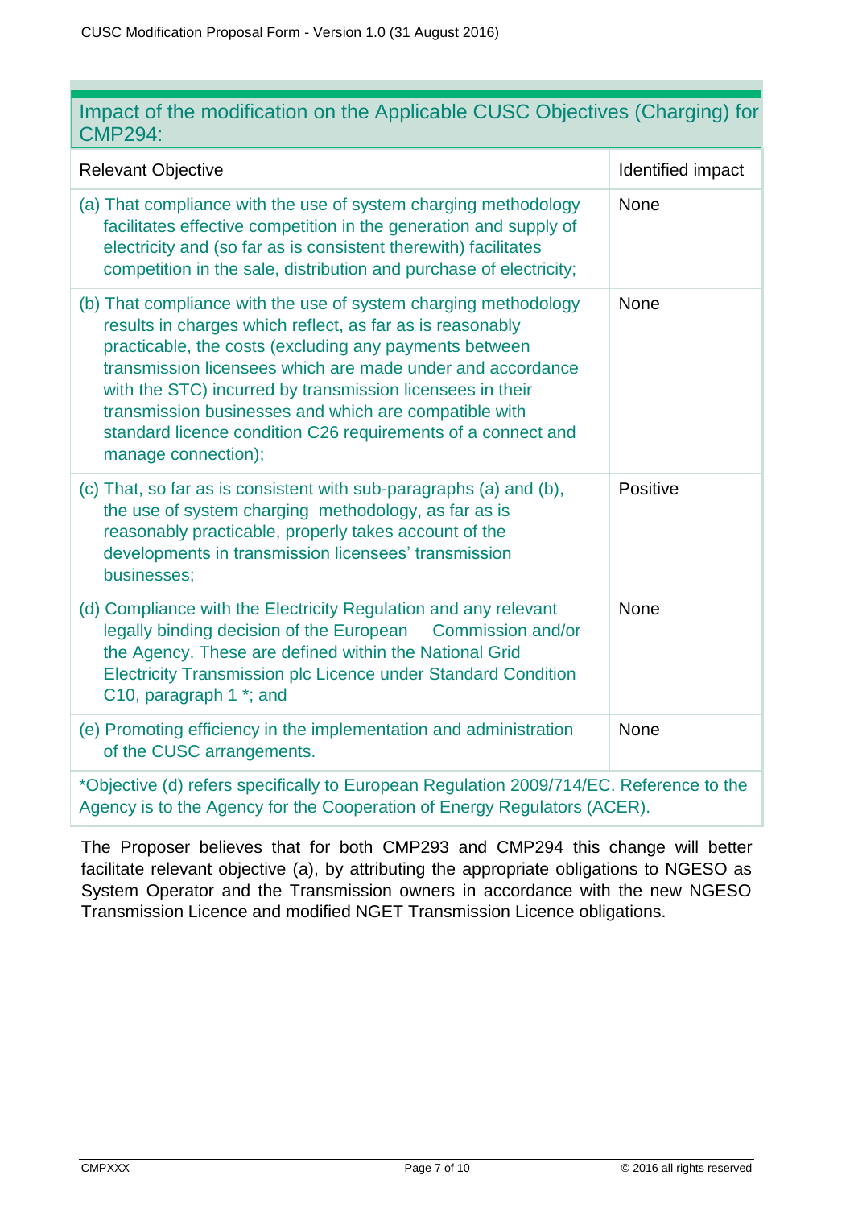## Impact of the modification on the Applicable CUSC Objectives (Charging) for CMP294:

| Relevant Objective | Identified impact |
|---|---|
| (a) That compliance with the use of system charging methodology facilitates effective competition in the generation and supply of electricity and (so far as is consistent therewith) facilitates competition in the sale, distribution and purchase of electricity; | None |
| (b) That compliance with the use of system charging methodology results in charges which reflect, as far as is reasonably practicable, the costs (excluding any payments between transmission licensees which are made under and accordance with the STC) incurred by transmission licensees in their transmission businesses and which are compatible with standard licence condition C26 requirements of a connect and manage connection); | None |
| (c) That, so far as is consistent with sub-paragraphs (a) and (b), the use of system charging methodology, as far as is reasonably practicable, properly takes account of the developments in transmission licensees' transmission businesses; | Positive |
| (d) Compliance with the Electricity Regulation and any relevant legally binding decision of the European Commission and/or the Agency. These are defined within the National Grid Electricity Transmission plc Licence under Standard Condition C10, paragraph 1 *; and | None |
| (e) Promoting efficiency in the implementation and administration of the CUSC arrangements. | None |

*Objective (d) refers specifically to European Regulation 2009/714/EC. Reference to the Agency is to the Agency for the Cooperation of Energy Regulators (ACER).

The Proposer believes that for both CMP293 and CMP294 this change will better facilitate relevant objective (a), by attributing the appropriate obligations to NGESO as System Operator and the Transmission owners in accordance with the new NGESO Transmission Licence and modified NGET Transmission Licence obligations.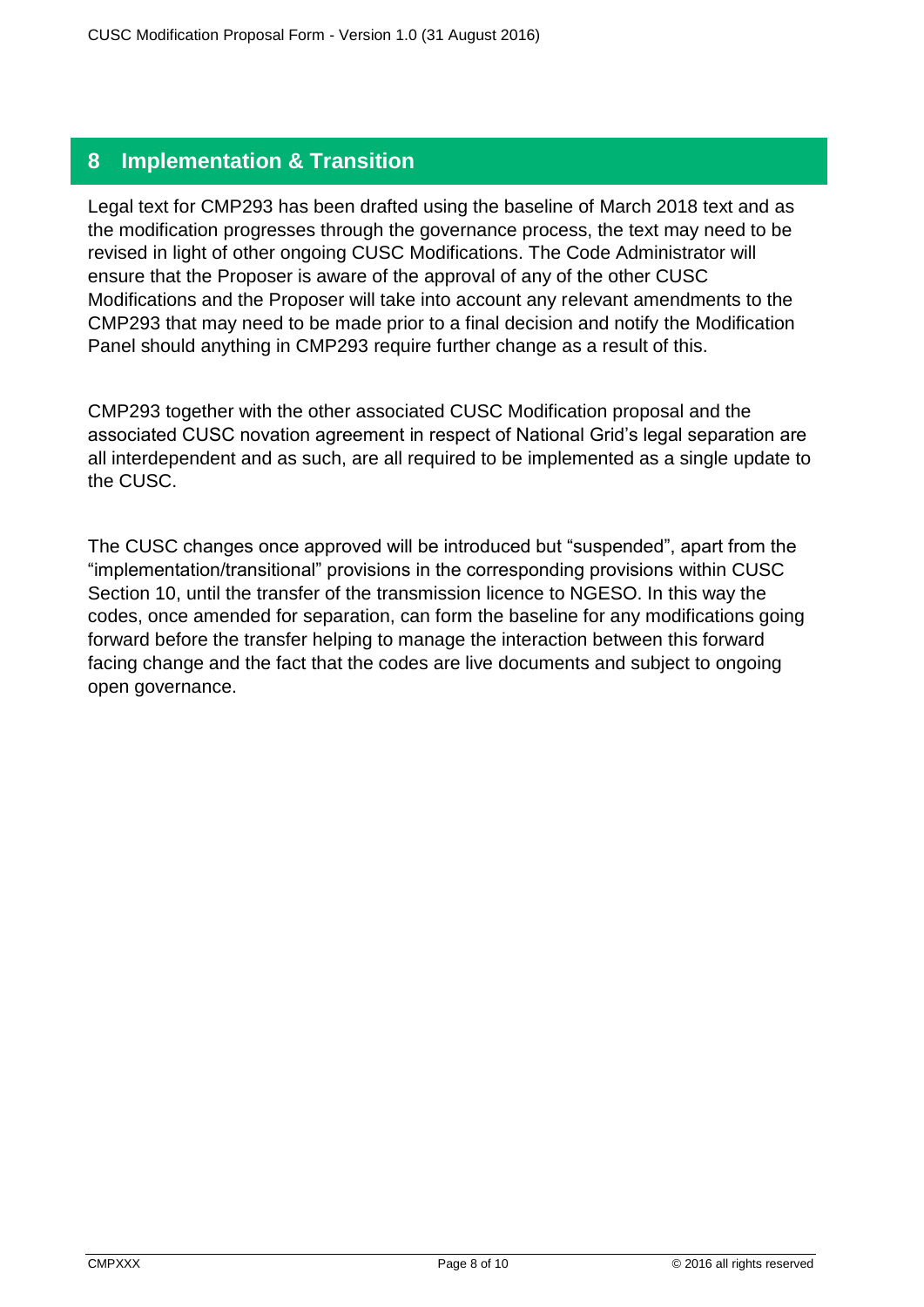## 8 Implementation & Transition

Legal text for CMP293 has been drafted using the baseline of March 2018 text and as the modification progresses through the governance process, the text may need to be revised in light of other ongoing CUSC Modifications. The Code Administrator will ensure that the Proposer is aware of the approval of any of the other CUSC Modifications and the Proposer will take into account any relevant amendments to the CMP293 that may need to be made prior to a final decision and notify the Modification Panel should anything in CMP293 require further change as a result of this.

CMP293 together with the other associated CUSC Modification proposal and the associated CUSC novation agreement in respect of National Grid's legal separation are all interdependent and as such, are all required to be implemented as a single update to the CUSC.

The CUSC changes once approved will be introduced but "suspended", apart from the "implementation/transitional" provisions in the corresponding provisions within CUSC Section 10, until the transfer of the transmission licence to NGESO. In this way the codes, once amended for separation, can form the baseline for any modifications going forward before the transfer helping to manage the interaction between this forward facing change and the fact that the codes are live documents and subject to ongoing open governance.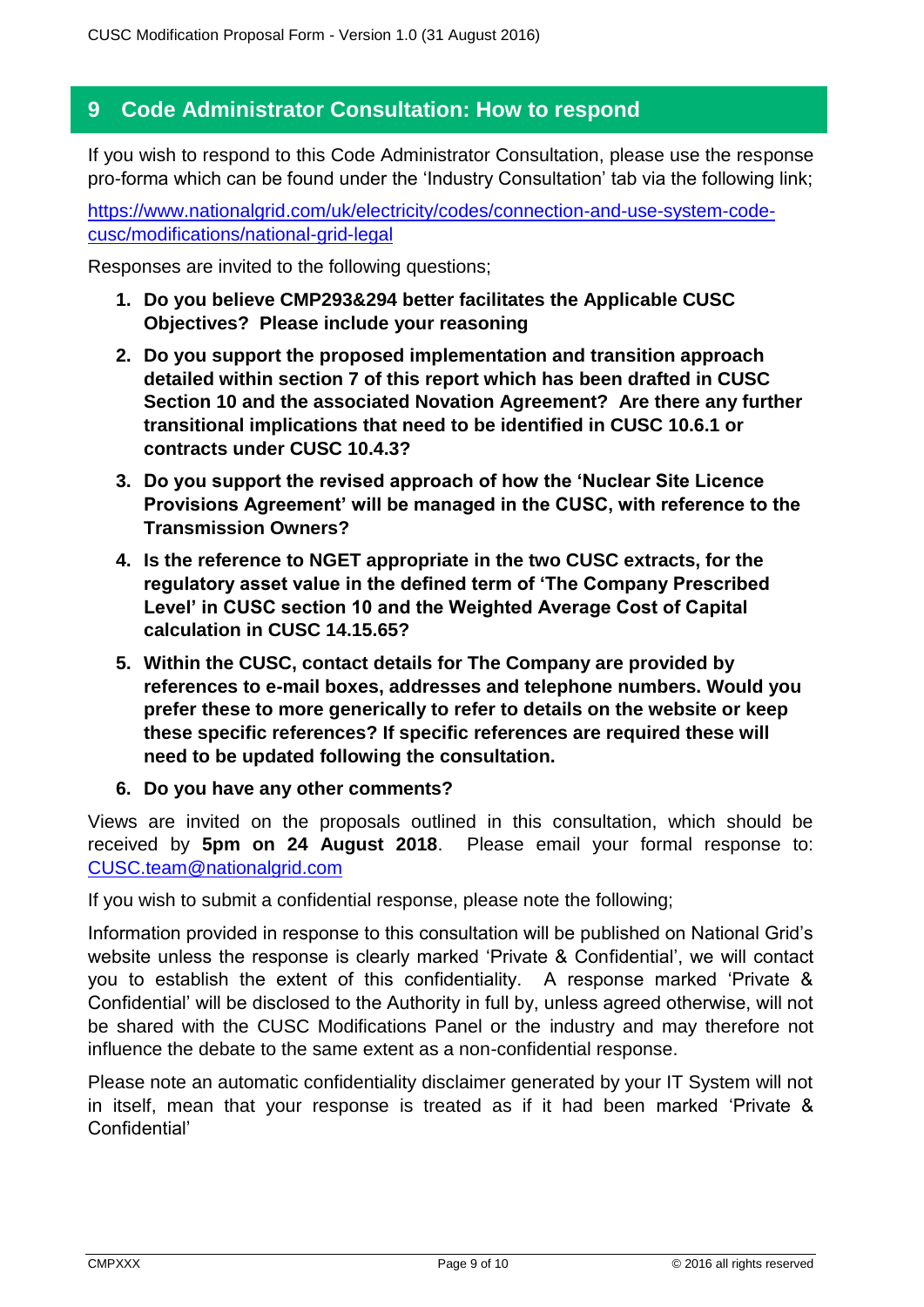## 9 Code Administrator Consultation: How to respond

If you wish to respond to this Code Administrator Consultation, please use the response pro-forma which can be found under the 'Industry Consultation' tab via the following link;

https://www.nationalgrid.com/uk/electricity/codes/connection-and-use-system-code-cusc/modifications/national-grid-legal

Responses are invited to the following questions;

1. **Do you believe CMP293&294 better facilitates the Applicable CUSC Objectives? Please include your reasoning**
2. **Do you support the proposed implementation and transition approach detailed within section 7 of this report which has been drafted in CUSC Section 10 and the associated Novation Agreement? Are there any further transitional implications that need to be identified in CUSC 10.6.1 or contracts under CUSC 10.4.3?**
3. **Do you support the revised approach of how the 'Nuclear Site Licence Provisions Agreement' will be managed in the CUSC, with reference to the Transmission Owners?**
4. **Is the reference to NGET appropriate in the two CUSC extracts, for the regulatory asset value in the defined term of 'The Company Prescribed Level' in CUSC section 10 and the Weighted Average Cost of Capital calculation in CUSC 14.15.65?**
5. **Within the CUSC, contact details for The Company are provided by references to e-mail boxes, addresses and telephone numbers. Would you prefer these to more generically to refer to details on the website or keep these specific references? If specific references are required these will need to be updated following the consultation.**
6. **Do you have any other comments?**

Views are invited on the proposals outlined in this consultation, which should be received by **5pm on 24 August 2018**. Please email your formal response to: CUSC.team@nationalgrid.com

If you wish to submit a confidential response, please note the following;

Information provided in response to this consultation will be published on National Grid's website unless the response is clearly marked 'Private & Confidential', we will contact you to establish the extent of this confidentiality. A response marked 'Private & Confidential' will be disclosed to the Authority in full by, unless agreed otherwise, will not be shared with the CUSC Modifications Panel or the industry and may therefore not influence the debate to the same extent as a non-confidential response.

Please note an automatic confidentiality disclaimer generated by your IT System will not in itself, mean that your response is treated as if it had been marked 'Private & Confidential'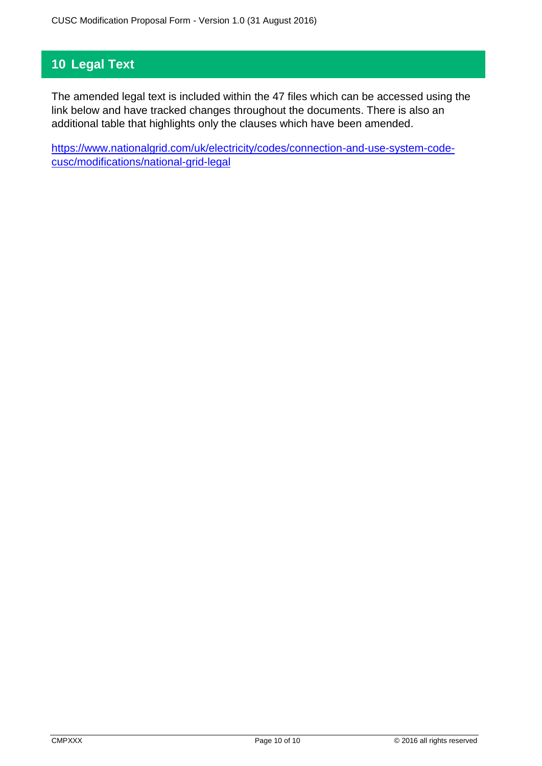## 10 Legal Text

The amended legal text is included within the 47 files which can be accessed using the link below and have tracked changes throughout the documents. There is also an additional table that highlights only the clauses which have been amended.

[https://www.nationalgrid.com/uk/electricity/codes/connection-and-use-system-code-cusc/modifications/national-grid-legal](https://www.nationalgrid.com/uk/electricity/codes/connection-and-use-system-code-cusc/modifications/national-grid-legal)